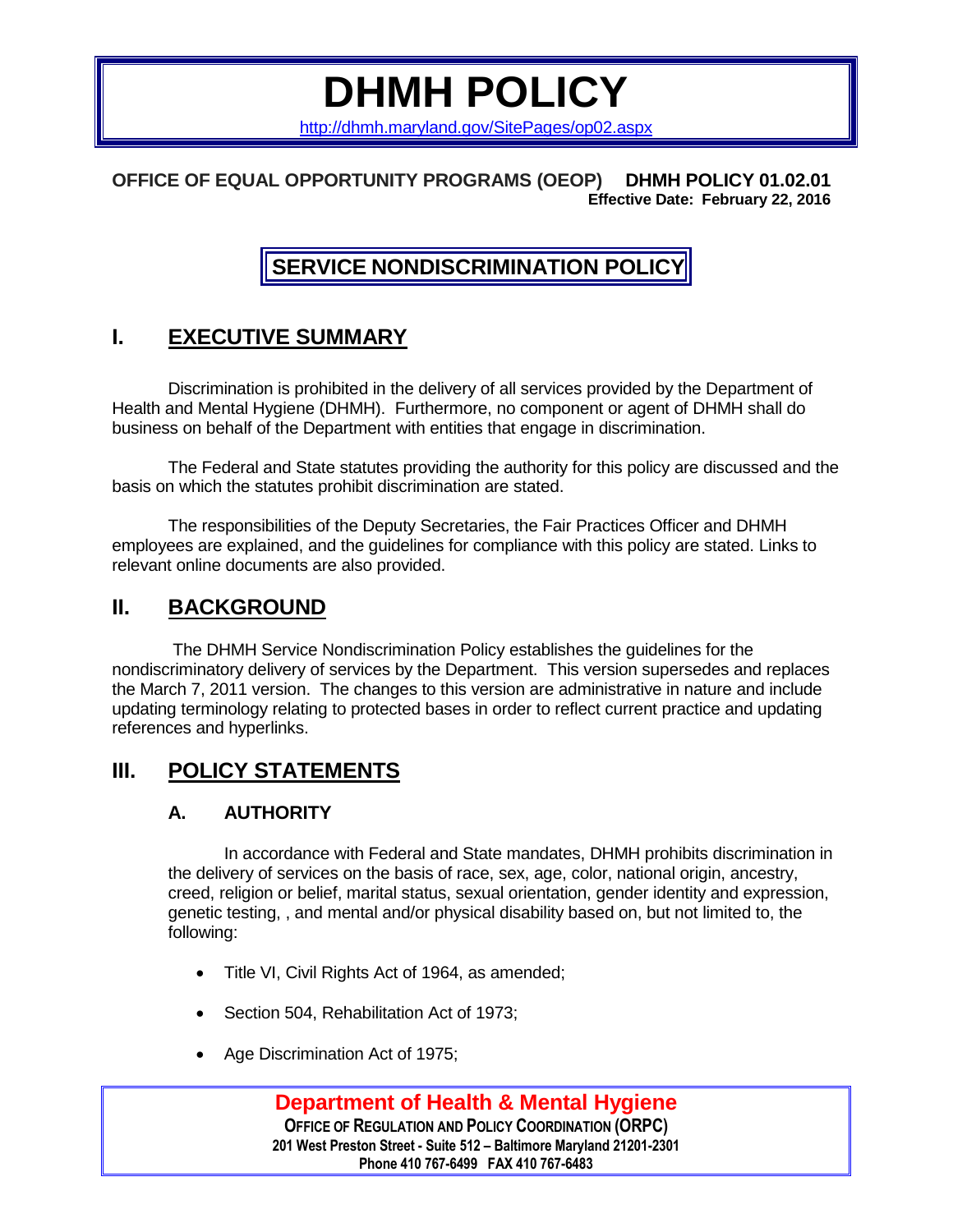# DHMH POLICY

http://dhmh.maryland.gov/SitePages/op02.aspx

**OFFICE OF EQUAL OPPORTUNITY PROGRAMS (OEOP)** **DHMH POLICY 01.02.01**
**Effective Date: February 22, 2016**

## SERVICE NONDISCRIMINATION POLICY

## I. EXECUTIVE SUMMARY

Discrimination is prohibited in the delivery of all services provided by the Department of Health and Mental Hygiene (DHMH). Furthermore, no component or agent of DHMH shall do business on behalf of the Department with entities that engage in discrimination.

The Federal and State statutes providing the authority for this policy are discussed and the basis on which the statutes prohibit discrimination are stated.

The responsibilities of the Deputy Secretaries, the Fair Practices Officer and DHMH employees are explained, and the guidelines for compliance with this policy are stated. Links to relevant online documents are also provided.

## II. BACKGROUND

The DHMH Service Nondiscrimination Policy establishes the guidelines for the nondiscriminatory delivery of services by the Department. This version supersedes and replaces the March 7, 2011 version. The changes to this version are administrative in nature and include updating terminology relating to protected bases in order to reflect current practice and updating references and hyperlinks.

## III. POLICY STATEMENTS

### A. AUTHORITY

In accordance with Federal and State mandates, DHMH prohibits discrimination in the delivery of services on the basis of race, sex, age, color, national origin, ancestry, creed, religion or belief, marital status, sexual orientation, gender identity and expression, genetic testing, , and mental and/or physical disability based on, but not limited to, the following:

- Title VI, Civil Rights Act of 1964, as amended;
- Section 504, Rehabilitation Act of 1973;
- Age Discrimination Act of 1975;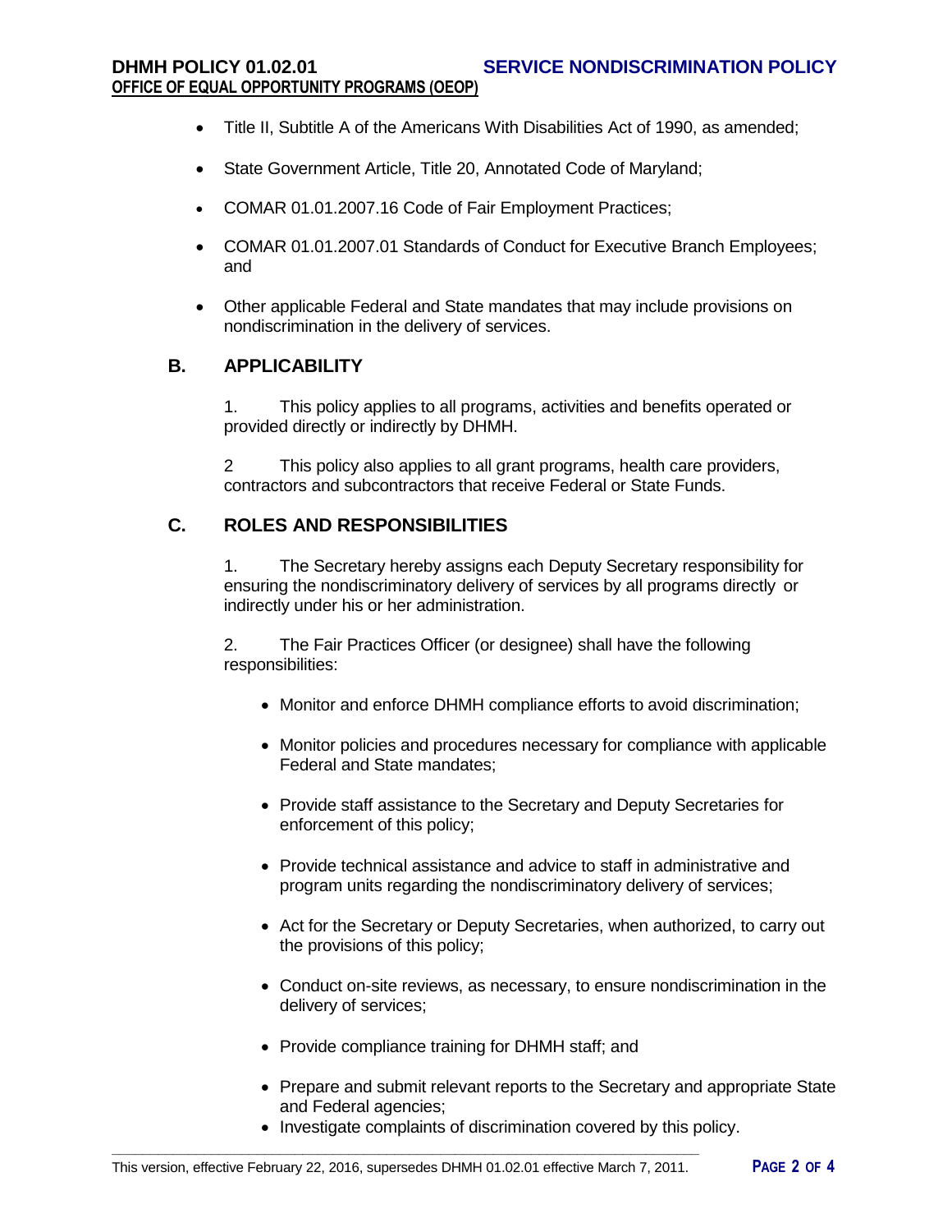- Title II, Subtitle A of the Americans With Disabilities Act of 1990, as amended;
- State Government Article, Title 20, Annotated Code of Maryland;
- COMAR 01.01.2007.16 Code of Fair Employment Practices;
- COMAR 01.01.2007.01 Standards of Conduct for Executive Branch Employees; and
- Other applicable Federal and State mandates that may include provisions on nondiscrimination in the delivery of services.

## B. APPLICABILITY

1. This policy applies to all programs, activities and benefits operated or provided directly or indirectly by DHMH.

2 This policy also applies to all grant programs, health care providers, contractors and subcontractors that receive Federal or State Funds.

## C. ROLES AND RESPONSIBILITIES

1. The Secretary hereby assigns each Deputy Secretary responsibility for ensuring the nondiscriminatory delivery of services by all programs directly or indirectly under his or her administration.

2. The Fair Practices Officer (or designee) shall have the following responsibilities:

- Monitor and enforce DHMH compliance efforts to avoid discrimination;
- Monitor policies and procedures necessary for compliance with applicable Federal and State mandates;
- Provide staff assistance to the Secretary and Deputy Secretaries for enforcement of this policy;
- Provide technical assistance and advice to staff in administrative and program units regarding the nondiscriminatory delivery of services;
- Act for the Secretary or Deputy Secretaries, when authorized, to carry out the provisions of this policy;
- Conduct on-site reviews, as necessary, to ensure nondiscrimination in the delivery of services;
- Provide compliance training for DHMH staff; and
- Prepare and submit relevant reports to the Secretary and appropriate State and Federal agencies;
- Investigate complaints of discrimination covered by this policy.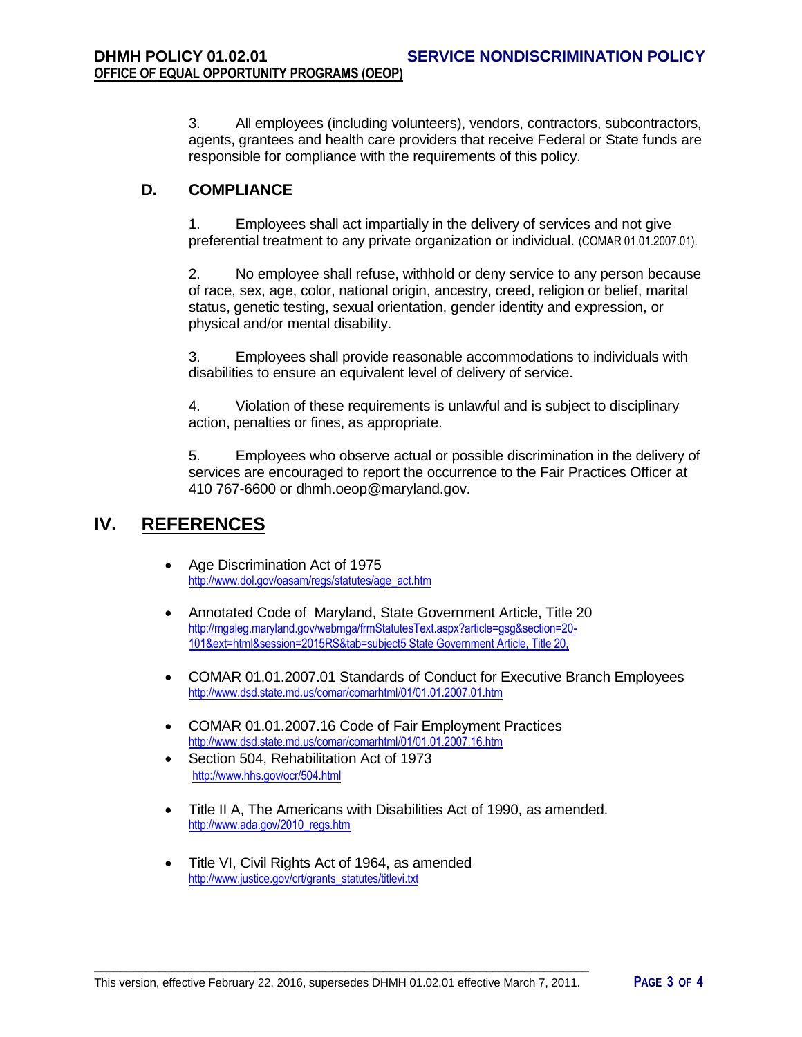3. All employees (including volunteers), vendors, contractors, subcontractors, agents, grantees and health care providers that receive Federal or State funds are responsible for compliance with the requirements of this policy.

### D. COMPLIANCE

1. Employees shall act impartially in the delivery of services and not give preferential treatment to any private organization or individual. (COMAR 01.01.2007.01).

2. No employee shall refuse, withhold or deny service to any person because of race, sex, age, color, national origin, ancestry, creed, religion or belief, marital status, genetic testing, sexual orientation, gender identity and expression, or physical and/or mental disability.

3. Employees shall provide reasonable accommodations to individuals with disabilities to ensure an equivalent level of delivery of service.

4. Violation of these requirements is unlawful and is subject to disciplinary action, penalties or fines, as appropriate.

5. Employees who observe actual or possible discrimination in the delivery of services are encouraged to report the occurrence to the Fair Practices Officer at 410 767-6600 or dhmh.oeop@maryland.gov.

## IV. REFERENCES

- Age Discrimination Act of 1975
  http://www.dol.gov/oasam/regs/statutes/age_act.htm

- Annotated Code of Maryland, State Government Article, Title 20
  http://mgaleg.maryland.gov/webmga/frmStatutesText.aspx?article=gsg&section=20-101&ext=html&session=2015RS&tab=subject5 State Government Article, Title 20,

- COMAR 01.01.2007.01 Standards of Conduct for Executive Branch Employees
  http://www.dsd.state.md.us/comar/comarhtml/01/01.01.2007.01.htm

- COMAR 01.01.2007.16 Code of Fair Employment Practices
  http://www.dsd.state.md.us/comar/comarhtml/01/01.01.2007.16.htm

- Section 504, Rehabilitation Act of 1973
  http://www.hhs.gov/ocr/504.html

- Title II A, The Americans with Disabilities Act of 1990, as amended.
  http://www.ada.gov/2010_regs.htm

- Title VI, Civil Rights Act of 1964, as amended
  http://www.justice.gov/crt/grants_statutes/titlevi.txt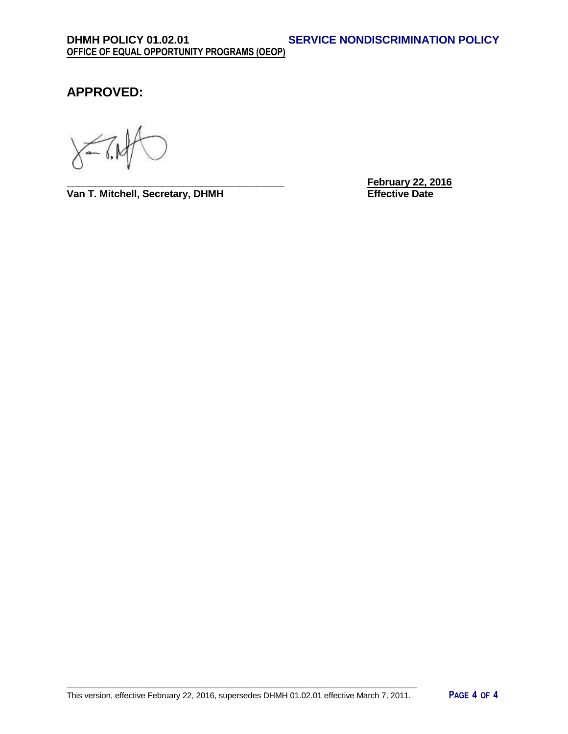## APPROVED:

\_\_\_\_\_\_\_\_\_\_\_\_\_\_\_\_\_\_\_\_\_\_\_\_\_\_\_\_\_\_\_\_\_\_\_\_\_\_\_\_

**Van T. Mitchell, Secretary, DHMH**

**February 22, 2016**
**Effective Date**

This version, effective February 22, 2016, supersedes DHMH 01.02.01 effective March 7, 2011.